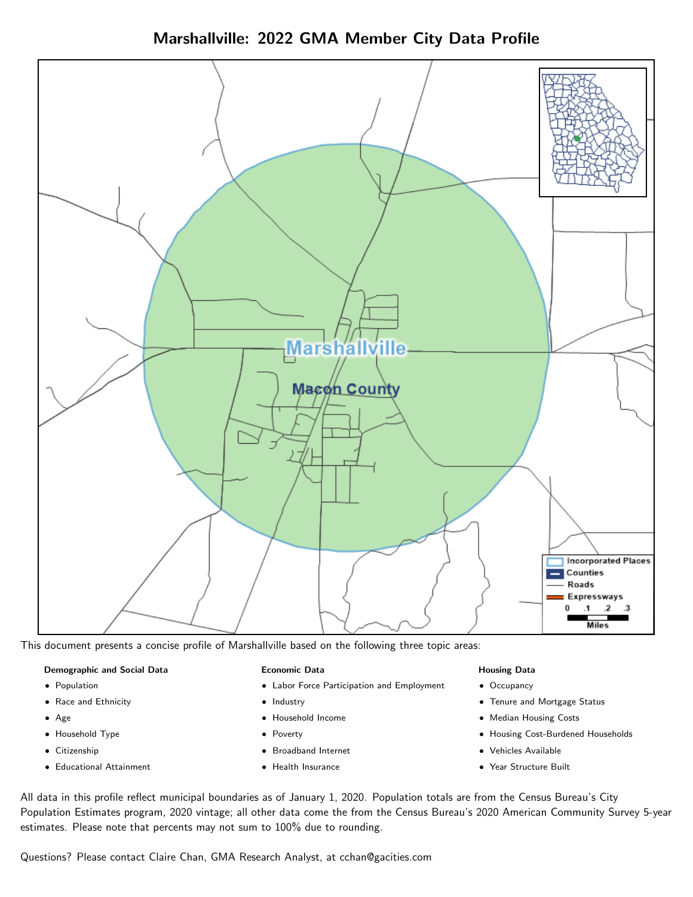# Marshallville: 2022 GMA Member City Data Profile

This document presents a concise profile of Marshallville based on the following three topic areas:

**Demographic and Social Data**

- Population
- Race and Ethnicity
- Age
- Household Type
- Citizenship
- Educational Attainment

**Economic Data**

- Labor Force Participation and Employment
- Industry
- Household Income
- Poverty
- Broadband Internet
- Health Insurance

**Housing Data**

- Occupancy
- Tenure and Mortgage Status
- Median Housing Costs
- Housing Cost-Burdened Households
- Vehicles Available
- Year Structure Built

All data in this profile reflect municipal boundaries as of January 1, 2020. Population totals are from the Census Bureau's City Population Estimates program, 2020 vintage; all other data come the from the Census Bureau's 2020 American Community Survey 5-year estimates. Please note that percents may not sum to 100% due to rounding.

Questions? Please contact Claire Chan, GMA Research Analyst, at cchan@gacities.com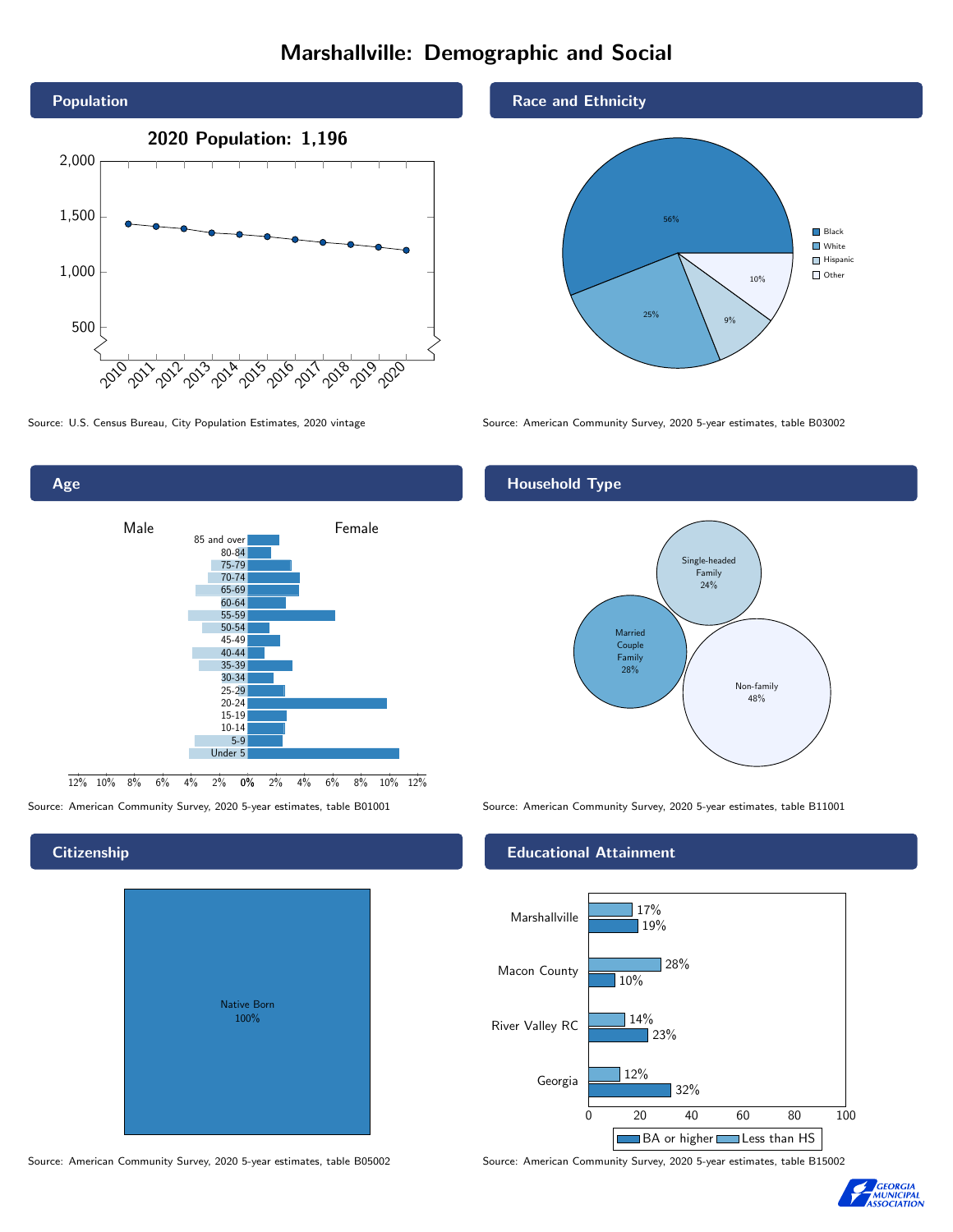# Marshallville: Demographic and Social

## Population

**2020 Population: 1,196**

Source: U.S. Census Bureau, City Population Estimates, 2020 vintage

## Race and Ethnicity

| Race/Ethnicity | Percent |
|---|---|
| Black | 56% |
| White | 25% |
| Hispanic | 9% |
| Other | 10% |

Source: American Community Survey, 2020 5-year estimates, table B03002

## Age

Source: American Community Survey, 2020 5-year estimates, table B01001

## Household Type

| Household Type | Percent |
|---|---|
| Single-headed Family | 24% |
| Married Couple Family | 28% |
| Non-family | 48% |

Source: American Community Survey, 2020 5-year estimates, table B11001

## Citizenship

| Citizenship | Percent |
|---|---|
| Native Born | 100% |

Source: American Community Survey, 2020 5-year estimates, table B05002

## Educational Attainment

| Area | Less than HS | BA or higher |
|---|---|---|
| Marshallville | 17% | 19% |
| Macon County | 28% | 10% |
| River Valley RC | 14% | 23% |
| Georgia | 12% | 32% |

Source: American Community Survey, 2020 5-year estimates, table B15002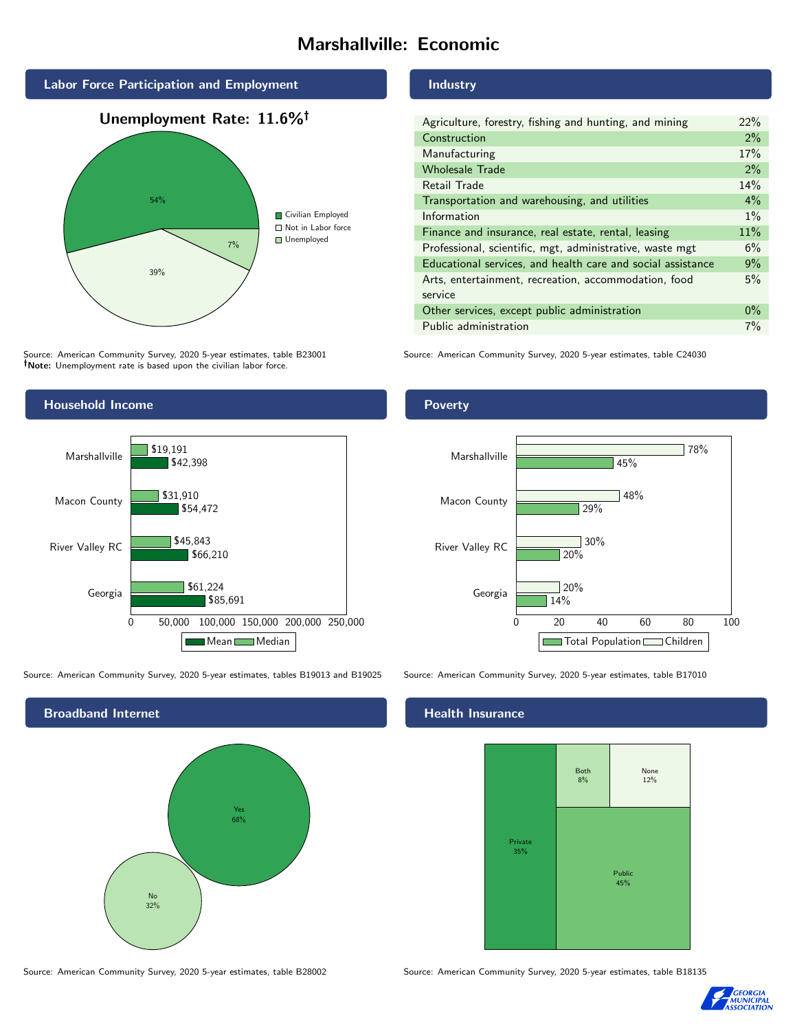# Marshallville: Economic

## Labor Force Participation and Employment

**Unemployment Rate: 11.6%†**

| Category | Percent |
|---|---|
| Civilian Employed | 54% |
| Not in Labor force | 39% |
| Unemployed | 7% |

Source: American Community Survey, 2020 5-year estimates, table B23001
**†Note:** Unemployment rate is based upon the civilian labor force.

## Industry

| Industry | Percent |
|---|---|
| Agriculture, forestry, fishing and hunting, and mining | 22% |
| Construction | 2% |
| Manufacturing | 17% |
| Wholesale Trade | 2% |
| Retail Trade | 14% |
| Transportation and warehousing, and utilities | 4% |
| Information | 1% |
| Finance and insurance, real estate, rental, leasing | 11% |
| Professional, scientific, mgt, administrative, waste mgt | 6% |
| Educational services, and health care and social assistance | 9% |
| Arts, entertainment, recreation, accommodation, food service | 5% |
| Other services, except public administration | 0% |
| Public administration | 7% |

Source: American Community Survey, 2020 5-year estimates, table C24030

## Household Income

| | Median | Mean |
|---|---|---|
| Marshallville | $19,191 | $42,398 |
| Macon County | $31,910 | $54,472 |
| River Valley RC | $45,843 | $66,210 |
| Georgia | $61,224 | $85,691 |

Source: American Community Survey, 2020 5-year estimates, tables B19013 and B19025

## Poverty

| | Children | Total Population |
|---|---|---|
| Marshallville | 78% | 45% |
| Macon County | 48% | 29% |
| River Valley RC | 30% | 20% |
| Georgia | 20% | 14% |

Source: American Community Survey, 2020 5-year estimates, table B17010

## Broadband Internet

| | Percent |
|---|---|
| Yes | 68% |
| No | 32% |

Source: American Community Survey, 2020 5-year estimates, table B28002

## Health Insurance

| | Percent |
|---|---|
| Private | 35% |
| Public | 45% |
| Both | 8% |
| None | 12% |

Source: American Community Survey, 2020 5-year estimates, table B18135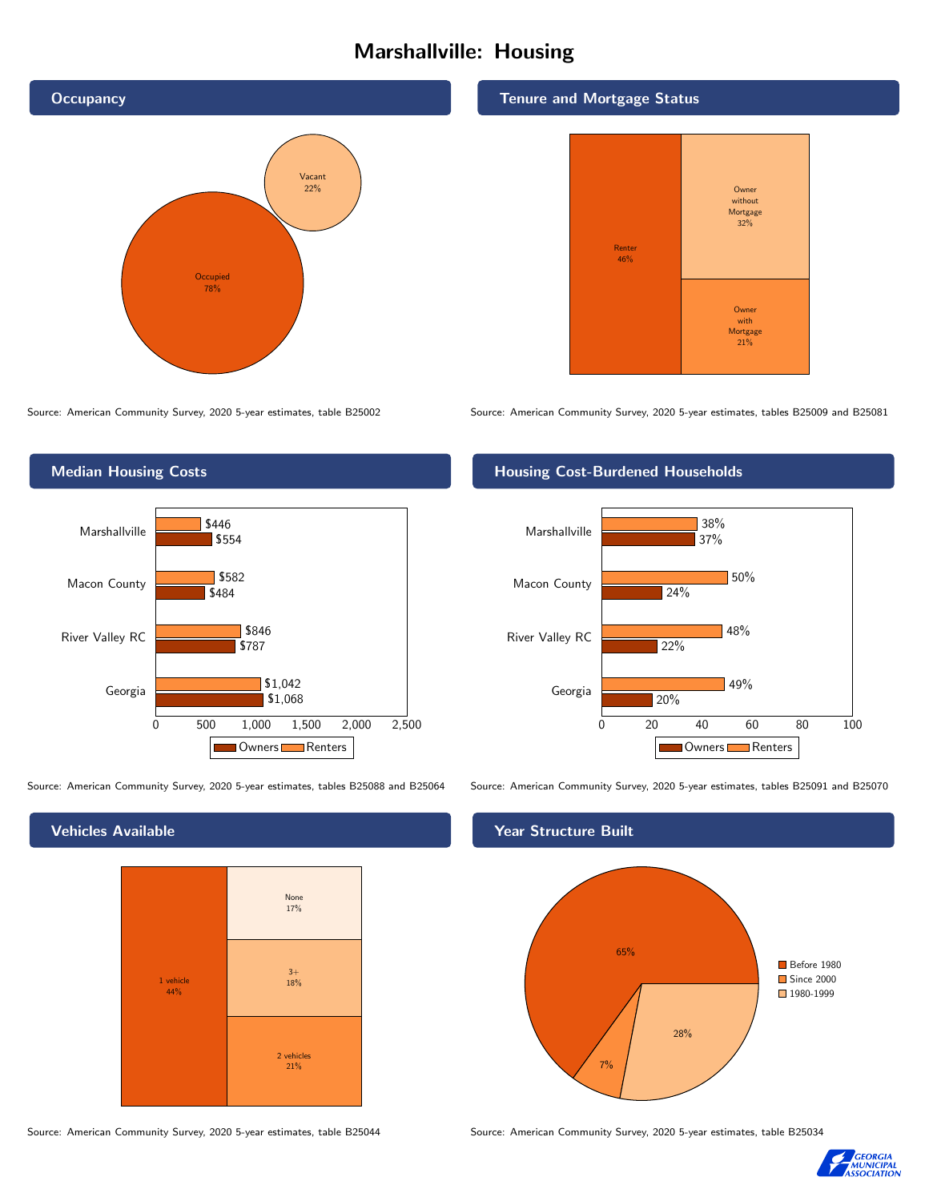# Marshallville: Housing

## Occupancy

Vacant
22%

Occupied
78%

Source: American Community Survey, 2020 5-year estimates, table B25002

## Tenure and Mortgage Status

Renter
46%

Owner
without
Mortgage
32%

Owner
with
Mortgage
21%

Source: American Community Survey, 2020 5-year estimates, tables B25009 and B25081

## Median Housing Costs

Marshallville
$446
$554

Macon County
$582
$484

River Valley RC
$846
$787

Georgia
$1,042
$1,068

0 500 1,000 1,500 2,000 2,500

Owners Renters

Source: American Community Survey, 2020 5-year estimates, tables B25088 and B25064

## Housing Cost-Burdened Households

Marshallville
38%
37%

Macon County
50%
24%

River Valley RC
48%
22%

Georgia
49%
20%

0 20 40 60 80 100

Owners Renters

Source: American Community Survey, 2020 5-year estimates, tables B25091 and B25070

## Vehicles Available

1 vehicle
44%

None
17%

3+
18%

2 vehicles
21%

Source: American Community Survey, 2020 5-year estimates, table B25044

## Year Structure Built

65%

7%

28%

Before 1980
Since 2000
1980-1999

Source: American Community Survey, 2020 5-year estimates, table B25034